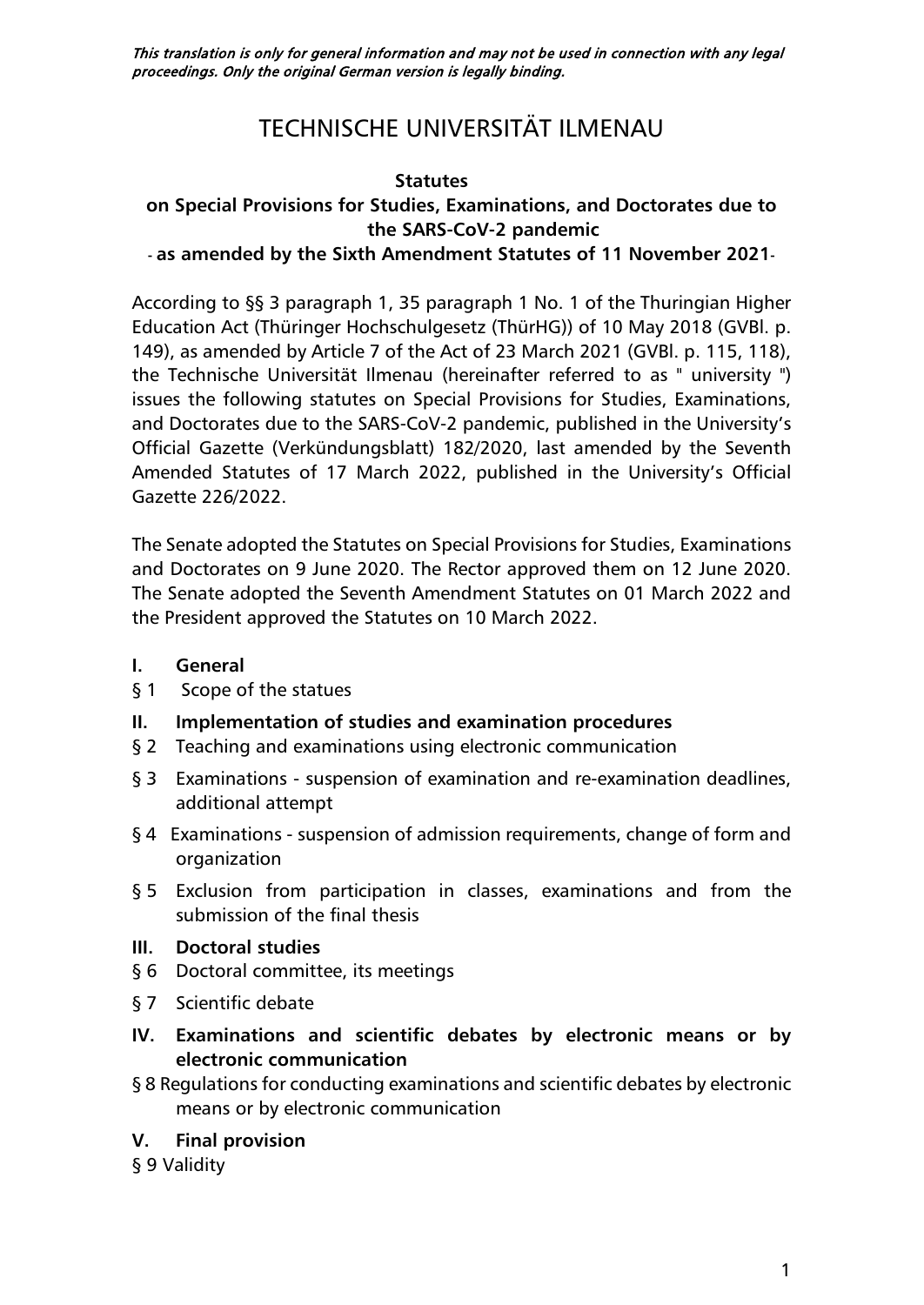*This translation is only for general information and may not be used in connection with any legal proceedings. Only the original German version is legally binding.*

# TECHNISCHE UNIVERSITÄT ILMENAU

**Statutes**

**on Special Provisions for Studies, Examinations, and Doctorates due to the SARS-CoV-2 pandemic**

**- as amended by the Sixth Amendment Statutes of 11 November 2021-**

According to §§ 3 paragraph 1, 35 paragraph 1 No. 1 of the Thuringian Higher Education Act (Thüringer Hochschulgesetz (ThürHG)) of 10 May 2018 (GVBl. p. 149), as amended by Article 7 of the Act of 23 March 2021 (GVBl. p. 115, 118), the Technische Universität Ilmenau (hereinafter referred to as " university ") issues the following statutes on Special Provisions for Studies, Examinations, and Doctorates due to the SARS-CoV-2 pandemic, published in the University's Official Gazette (Verkündungsblatt) 182/2020, last amended by the Seventh Amended Statutes of 17 March 2022, published in the University's Official Gazette 226/2022.

The Senate adopted the Statutes on Special Provisions for Studies, Examinations and Doctorates on 9 June 2020. The Rector approved them on 12 June 2020. The Senate adopted the Seventh Amendment Statutes on 01 March 2022 and the President approved the Statutes on 10 March 2022.

**I. General**

§ 1 Scope of the statues

**II. Implementation of studies and examination procedures**

§ 2 Teaching and examinations using electronic communication

§ 3 Examinations - suspension of examination and re-examination deadlines, additional attempt

§ 4 Examinations - suspension of admission requirements, change of form and organization

§ 5 Exclusion from participation in classes, examinations and from the submission of the final thesis

**III. Doctoral studies**

§ 6 Doctoral committee, its meetings

§ 7 Scientific debate

**IV. Examinations and scientific debates by electronic means or by electronic communication**

§ 8 Regulations for conducting examinations and scientific debates by electronic means or by electronic communication

**V. Final provision**

§ 9 Validity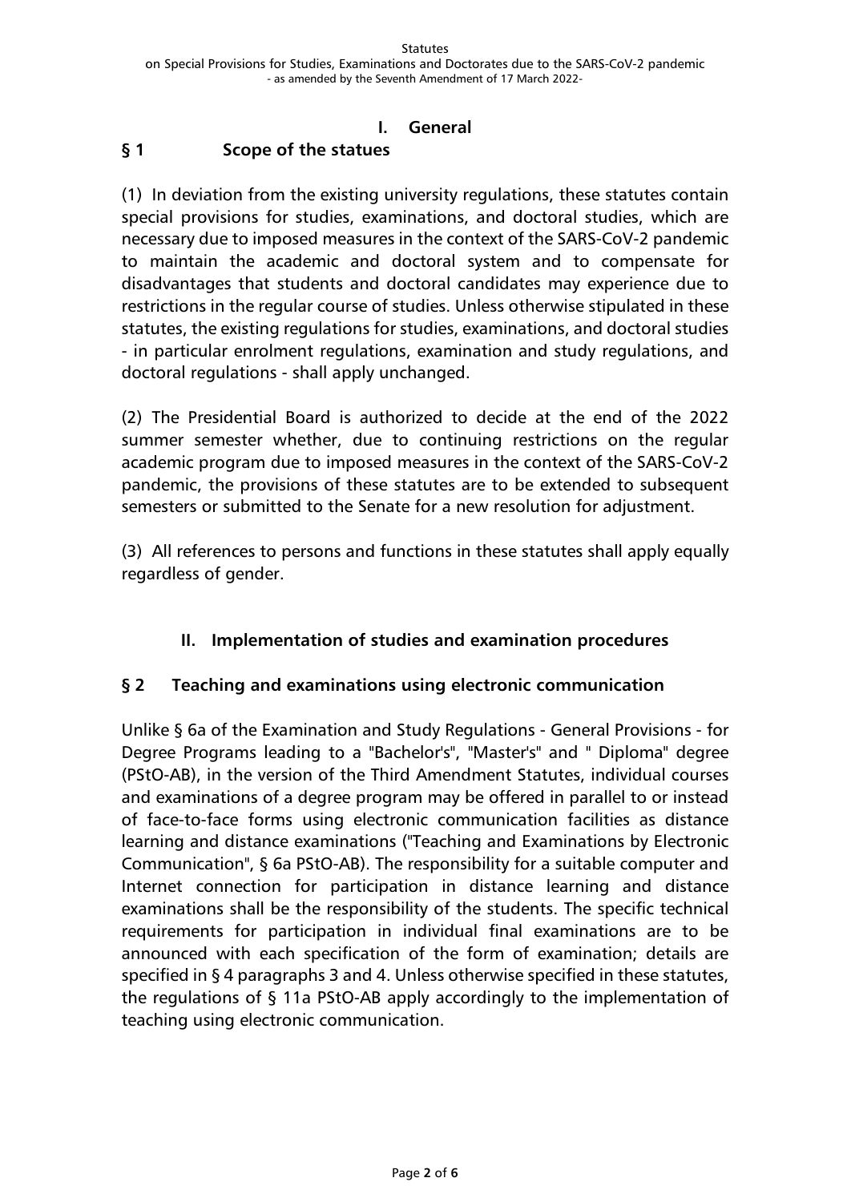# I. General

## § 1 Scope of the statues

(1) In deviation from the existing university regulations, these statutes contain special provisions for studies, examinations, and doctoral studies, which are necessary due to imposed measures in the context of the SARS-CoV-2 pandemic to maintain the academic and doctoral system and to compensate for disadvantages that students and doctoral candidates may experience due to restrictions in the regular course of studies. Unless otherwise stipulated in these statutes, the existing regulations for studies, examinations, and doctoral studies - in particular enrolment regulations, examination and study regulations, and doctoral regulations - shall apply unchanged.

(2) The Presidential Board is authorized to decide at the end of the 2022 summer semester whether, due to continuing restrictions on the regular academic program due to imposed measures in the context of the SARS-CoV-2 pandemic, the provisions of these statutes are to be extended to subsequent semesters or submitted to the Senate for a new resolution for adjustment.

(3) All references to persons and functions in these statutes shall apply equally regardless of gender.

# II. Implementation of studies and examination procedures

## § 2 Teaching and examinations using electronic communication

Unlike § 6a of the Examination and Study Regulations - General Provisions - for Degree Programs leading to a "Bachelor's", "Master's" and " Diploma" degree (PStO-AB), in the version of the Third Amendment Statutes, individual courses and examinations of a degree program may be offered in parallel to or instead of face-to-face forms using electronic communication facilities as distance learning and distance examinations ("Teaching and Examinations by Electronic Communication", § 6a PStO-AB). The responsibility for a suitable computer and Internet connection for participation in distance learning and distance examinations shall be the responsibility of the students. The specific technical requirements for participation in individual final examinations are to be announced with each specification of the form of examination; details are specified in § 4 paragraphs 3 and 4. Unless otherwise specified in these statutes, the regulations of § 11a PStO-AB apply accordingly to the implementation of teaching using electronic communication.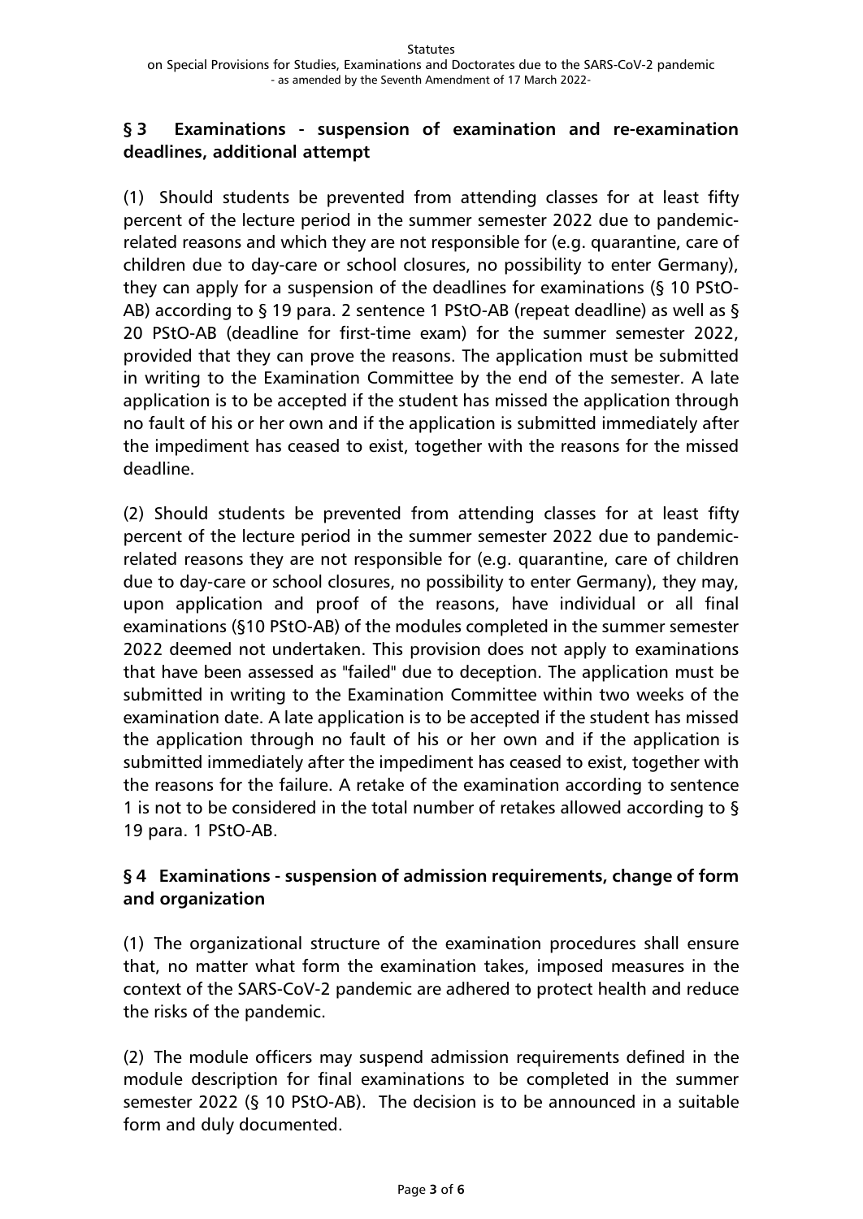## § 3 Examinations - suspension of examination and re-examination deadlines, additional attempt

(1) Should students be prevented from attending classes for at least fifty percent of the lecture period in the summer semester 2022 due to pandemic-related reasons and which they are not responsible for (e.g. quarantine, care of children due to day-care or school closures, no possibility to enter Germany), they can apply for a suspension of the deadlines for examinations (§ 10 PStO-AB) according to § 19 para. 2 sentence 1 PStO-AB (repeat deadline) as well as § 20 PStO-AB (deadline for first-time exam) for the summer semester 2022, provided that they can prove the reasons. The application must be submitted in writing to the Examination Committee by the end of the semester. A late application is to be accepted if the student has missed the application through no fault of his or her own and if the application is submitted immediately after the impediment has ceased to exist, together with the reasons for the missed deadline.

(2) Should students be prevented from attending classes for at least fifty percent of the lecture period in the summer semester 2022 due to pandemic-related reasons they are not responsible for (e.g. quarantine, care of children due to day-care or school closures, no possibility to enter Germany), they may, upon application and proof of the reasons, have individual or all final examinations (§10 PStO-AB) of the modules completed in the summer semester 2022 deemed not undertaken. This provision does not apply to examinations that have been assessed as "failed" due to deception. The application must be submitted in writing to the Examination Committee within two weeks of the examination date. A late application is to be accepted if the student has missed the application through no fault of his or her own and if the application is submitted immediately after the impediment has ceased to exist, together with the reasons for the failure. A retake of the examination according to sentence 1 is not to be considered in the total number of retakes allowed according to § 19 para. 1 PStO-AB.

## § 4 Examinations - suspension of admission requirements, change of form and organization

(1) The organizational structure of the examination procedures shall ensure that, no matter what form the examination takes, imposed measures in the context of the SARS-CoV-2 pandemic are adhered to protect health and reduce the risks of the pandemic.

(2) The module officers may suspend admission requirements defined in the module description for final examinations to be completed in the summer semester 2022 (§ 10 PStO-AB). The decision is to be announced in a suitable form and duly documented.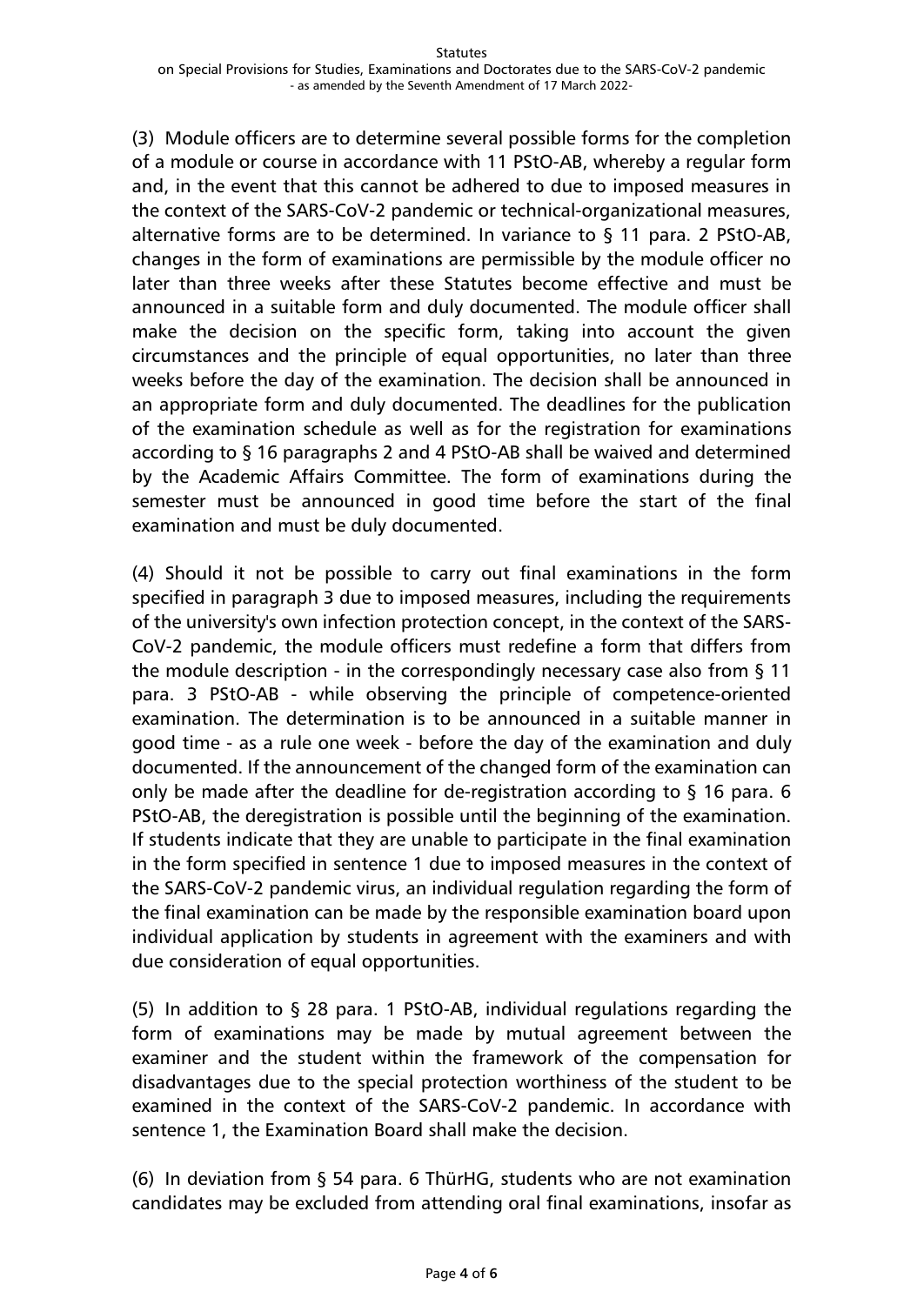(3) Module officers are to determine several possible forms for the completion of a module or course in accordance with 11 PStO-AB, whereby a regular form and, in the event that this cannot be adhered to due to imposed measures in the context of the SARS-CoV-2 pandemic or technical-organizational measures, alternative forms are to be determined. In variance to § 11 para. 2 PStO-AB, changes in the form of examinations are permissible by the module officer no later than three weeks after these Statutes become effective and must be announced in a suitable form and duly documented. The module officer shall make the decision on the specific form, taking into account the given circumstances and the principle of equal opportunities, no later than three weeks before the day of the examination. The decision shall be announced in an appropriate form and duly documented. The deadlines for the publication of the examination schedule as well as for the registration for examinations according to § 16 paragraphs 2 and 4 PStO-AB shall be waived and determined by the Academic Affairs Committee. The form of examinations during the semester must be announced in good time before the start of the final examination and must be duly documented.

(4) Should it not be possible to carry out final examinations in the form specified in paragraph 3 due to imposed measures, including the requirements of the university's own infection protection concept, in the context of the SARS-CoV-2 pandemic, the module officers must redefine a form that differs from the module description - in the correspondingly necessary case also from § 11 para. 3 PStO-AB - while observing the principle of competence-oriented examination. The determination is to be announced in a suitable manner in good time - as a rule one week - before the day of the examination and duly documented. If the announcement of the changed form of the examination can only be made after the deadline for de-registration according to § 16 para. 6 PStO-AB, the deregistration is possible until the beginning of the examination. If students indicate that they are unable to participate in the final examination in the form specified in sentence 1 due to imposed measures in the context of the SARS-CoV-2 pandemic virus, an individual regulation regarding the form of the final examination can be made by the responsible examination board upon individual application by students in agreement with the examiners and with due consideration of equal opportunities.

(5) In addition to § 28 para. 1 PStO-AB, individual regulations regarding the form of examinations may be made by mutual agreement between the examiner and the student within the framework of the compensation for disadvantages due to the special protection worthiness of the student to be examined in the context of the SARS-CoV-2 pandemic. In accordance with sentence 1, the Examination Board shall make the decision.

(6) In deviation from § 54 para. 6 ThürHG, students who are not examination candidates may be excluded from attending oral final examinations, insofar as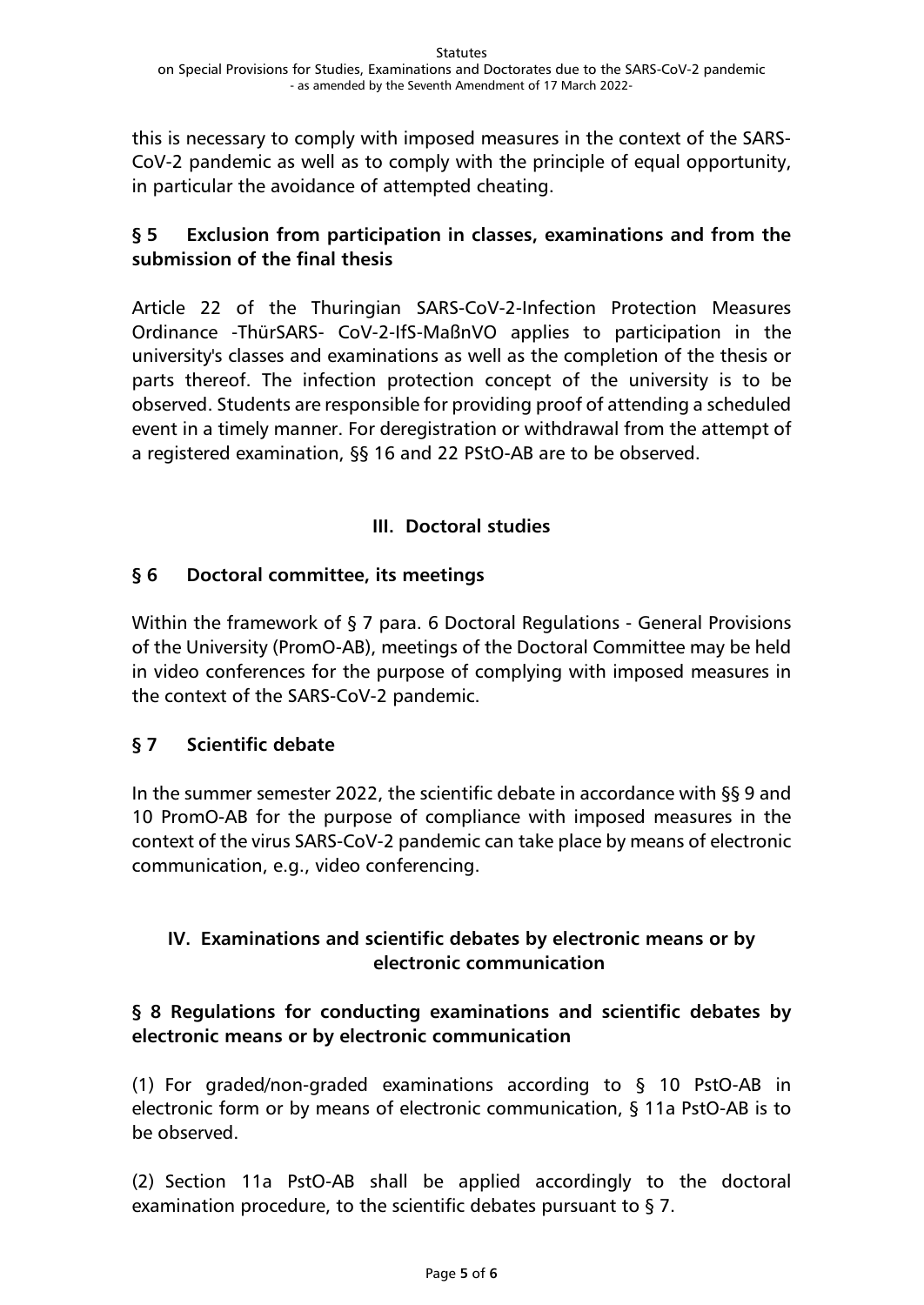this is necessary to comply with imposed measures in the context of the SARS-CoV-2 pandemic as well as to comply with the principle of equal opportunity, in particular the avoidance of attempted cheating.

### § 5 Exclusion from participation in classes, examinations and from the submission of the final thesis

Article 22 of the Thuringian SARS-CoV-2-Infection Protection Measures Ordinance -ThürSARS- CoV-2-IfS-MaßnVO applies to participation in the university's classes and examinations as well as the completion of the thesis or parts thereof. The infection protection concept of the university is to be observed. Students are responsible for providing proof of attending a scheduled event in a timely manner. For deregistration or withdrawal from the attempt of a registered examination, §§ 16 and 22 PStO-AB are to be observed.

## III. Doctoral studies

### § 6 Doctoral committee, its meetings

Within the framework of § 7 para. 6 Doctoral Regulations - General Provisions of the University (PromO-AB), meetings of the Doctoral Committee may be held in video conferences for the purpose of complying with imposed measures in the context of the SARS-CoV-2 pandemic.

### § 7 Scientific debate

In the summer semester 2022, the scientific debate in accordance with §§ 9 and 10 PromO-AB for the purpose of compliance with imposed measures in the context of the virus SARS-CoV-2 pandemic can take place by means of electronic communication, e.g., video conferencing.

## IV. Examinations and scientific debates by electronic means or by electronic communication

### § 8 Regulations for conducting examinations and scientific debates by electronic means or by electronic communication

(1) For graded/non-graded examinations according to § 10 PstO-AB in electronic form or by means of electronic communication, § 11a PstO-AB is to be observed.

(2) Section 11a PstO-AB shall be applied accordingly to the doctoral examination procedure, to the scientific debates pursuant to § 7.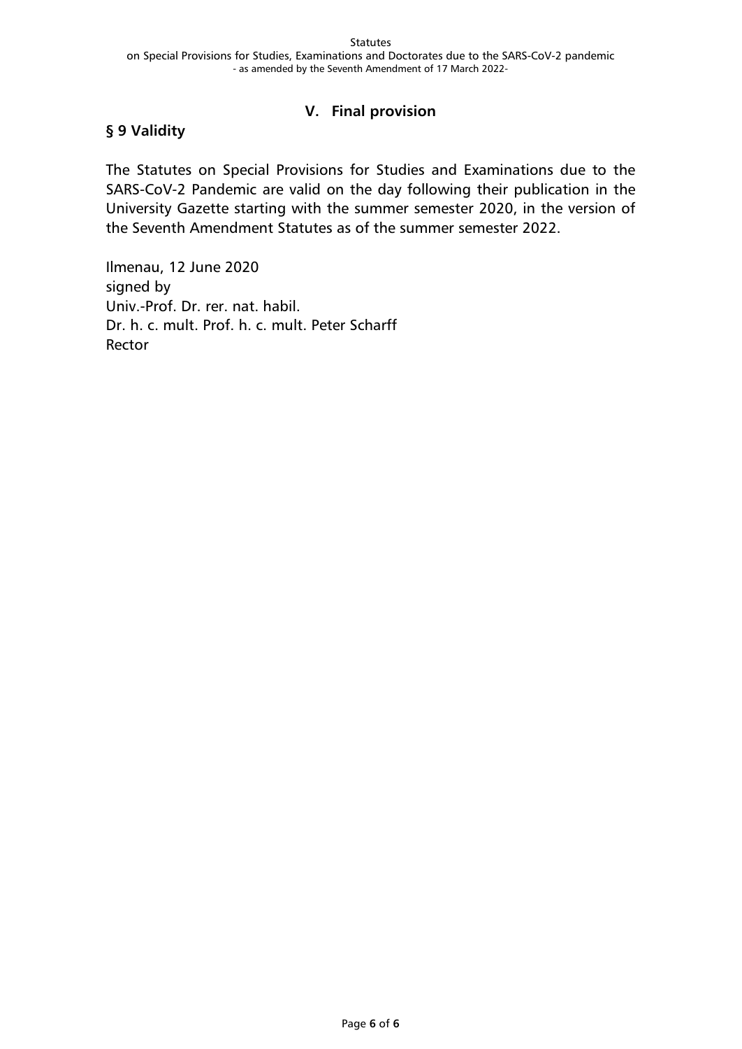## V. Final provision

### § 9 Validity

The Statutes on Special Provisions for Studies and Examinations due to the SARS-CoV-2 Pandemic are valid on the day following their publication in the University Gazette starting with the summer semester 2020, in the version of the Seventh Amendment Statutes as of the summer semester 2022.

Ilmenau, 12 June 2020
signed by
Univ.-Prof. Dr. rer. nat. habil.
Dr. h. c. mult. Prof. h. c. mult. Peter Scharff
Rector